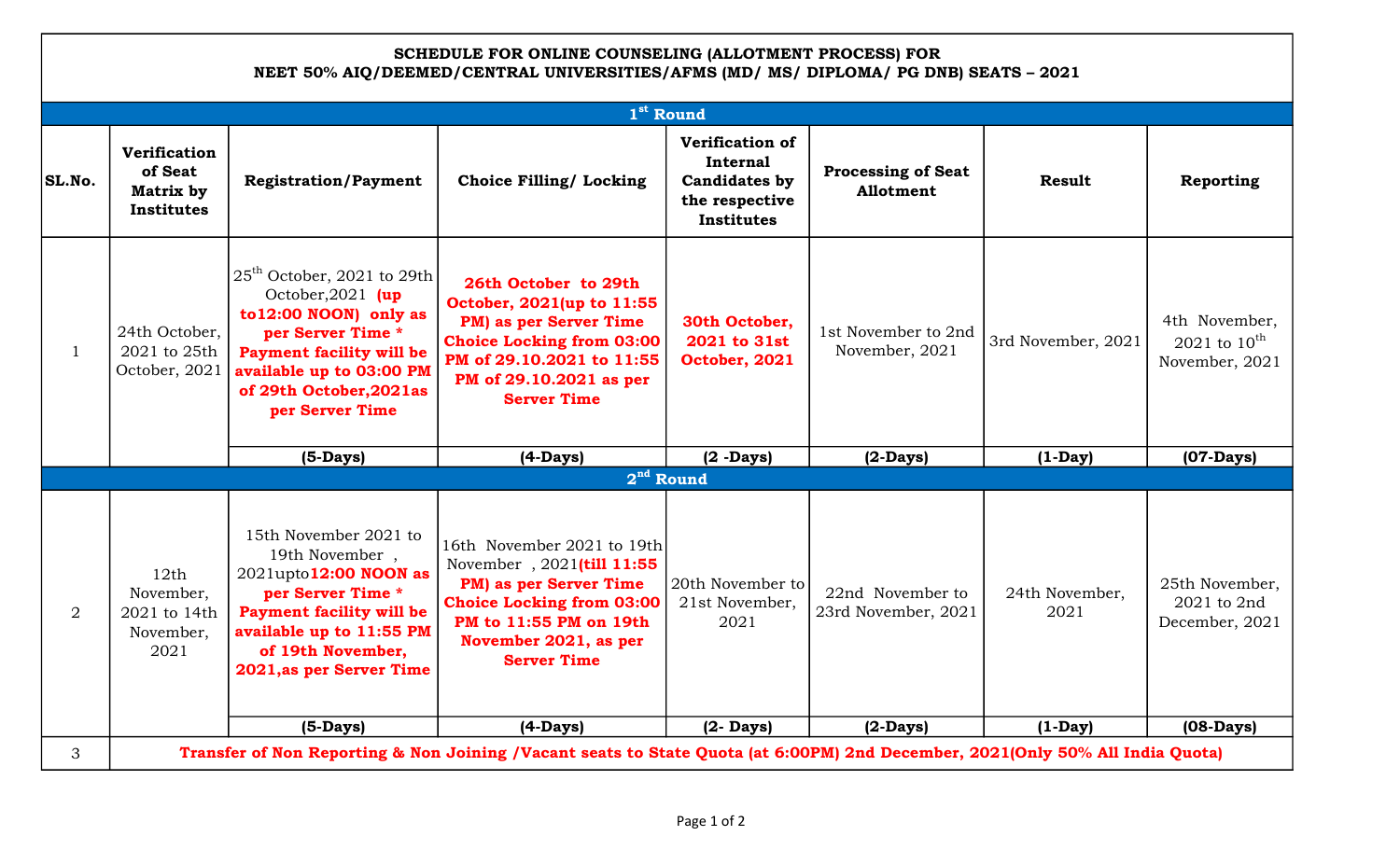**SCHEDULE FOR ONLINE COUNSELING (ALLOTMENT PROCESS) FOR NEET 50% AIQ/DEEMED/CENTRAL UNIVERSITIES/AFMS (MD/ MS/ DIPLOMA/ PG DNB) SEATS – 2021**

| SL.No. | Verification of Seat Matrix by Institutes | Registration/Payment | Choice Filling/ Locking | Verification of Internal Candidates by the respective Institutes | Processing of Seat Allotment | Result | Reporting |
|---|---|---|---|---|---|---|---|
| **1st Round** | | | | | | | |
| 1 | 24th October, 2021 to 25th October, 2021 | 25th October, 2021 to 29th October,2021 **(up to12:00 NOON) only as per Server Time * Payment facility will be available up to 03:00 PM of 29th October,2021as per Server Time** | **26th October to 29th October, 2021(up to 11:55 PM) as per Server Time Choice Locking from 03:00 PM of 29.10.2021 to 11:55 PM of 29.10.2021 as per Server Time** | **30th October, 2021 to 31st October, 2021** | 1st November to 2nd November, 2021 | 3rd November, 2021 | 4th November, 2021 to 10th November, 2021 |
| | | **(5-Days)** | **(4-Days)** | **(2 -Days)** | **(2-Days)** | **(1-Day)** | **(07-Days)** |
| **2nd Round** | | | | | | | |
| 2 | 12th November, 2021 to 14th November, 2021 | 15th November 2021 to 19th November , 2021upto**12:00 NOON as per Server Time * Payment facility will be available up to 11:55 PM of 19th November, 2021,as per Server Time** | 16th November 2021 to 19th November , 2021**(till 11:55 PM) as per Server Time Choice Locking from 03:00 PM to 11:55 PM on 19th November 2021, as per Server Time** | 20th November to 21st November, 2021 | 22nd November to 23rd November, 2021 | 24th November, 2021 | 25th November, 2021 to 2nd December, 2021 |
| | | **(5-Days)** | **(4-Days)** | **(2- Days)** | **(2-Days)** | **(1-Day)** | **(08-Days)** |
| 3 | **Transfer of Non Reporting & Non Joining /Vacant seats to State Quota (at 6:00PM) 2nd December, 2021(Only 50% All India Quota)** | | | | | | |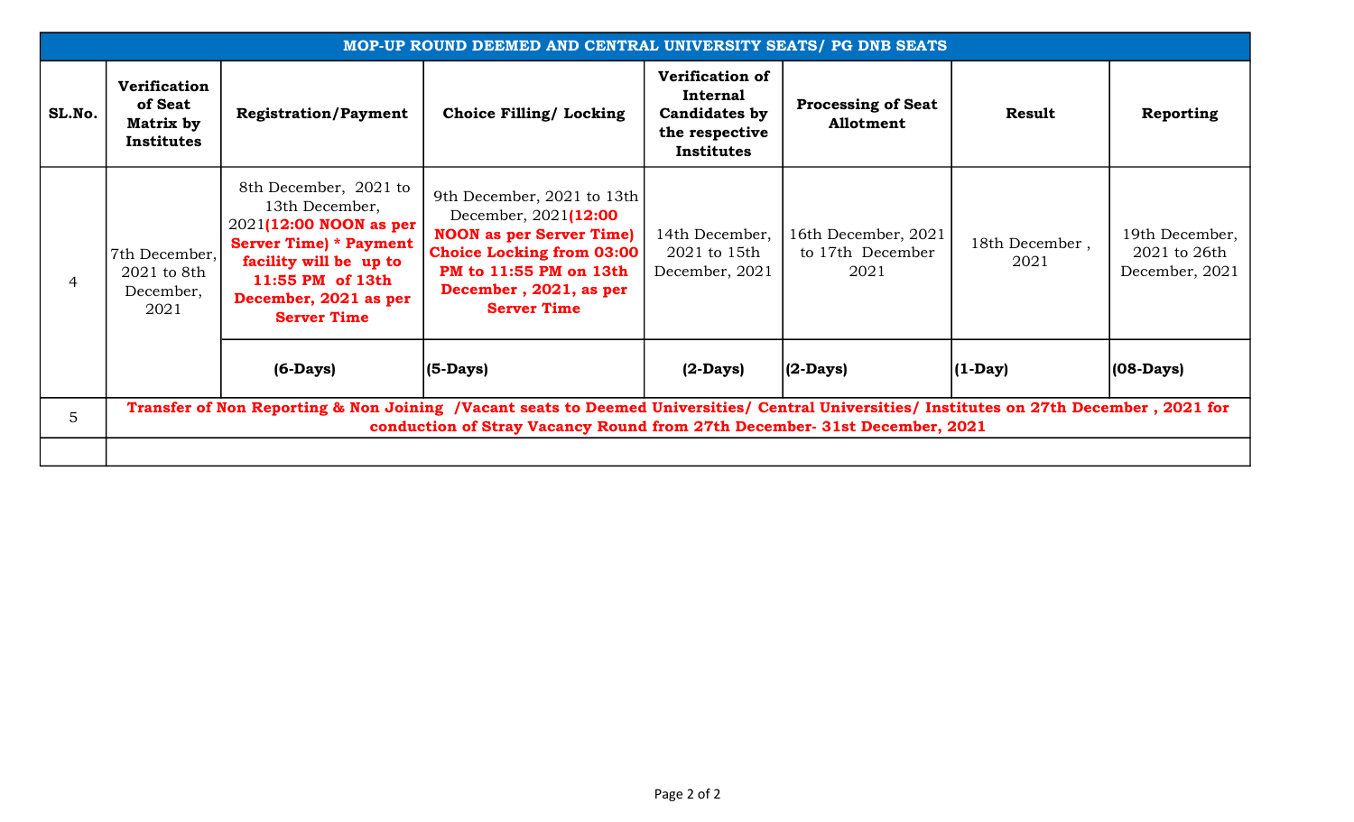| MOP-UP ROUND DEEMED AND CENTRAL UNIVERSITY SEATS/ PG DNB SEATS | | | | | | | |
|---|---|---|---|---|---|---|---|
| **SL.No.** | **Verification of Seat Matrix by Institutes** | **Registration/Payment** | **Choice Filling/ Locking** | **Verification of Internal Candidates by the respective Institutes** | **Processing of Seat Allotment** | **Result** | **Reporting** |
| 4 | 7th December, 2021 to 8th December, 2021 | 8th December, 2021 to 13th December, 2021**(12:00 NOON as per Server Time) * Payment facility will be up to 11:55 PM of 13th December, 2021 as per Server Time** | 9th December, 2021 to 13th December, 2021**(12:00 NOON as per Server Time) Choice Locking from 03:00 PM to 11:55 PM on 13th December , 2021, as per Server Time** | 14th December, 2021 to 15th December, 2021 | 16th December, 2021 to 17th December 2021 | 18th December , 2021 | 19th December, 2021 to 26th December, 2021 |
| | | **(6-Days)** | **(5-Days)** | **(2-Days)** | **(2-Days)** | **(1-Day)** | **(08-Days)** |
| 5 | **Transfer of Non Reporting & Non Joining /Vacant seats to Deemed Universities/ Central Universities/ Institutes on 27th December , 2021 for conduction of Stray Vacancy Round from 27th December- 31st December, 2021** | | | | | | |
| | | | | | | | |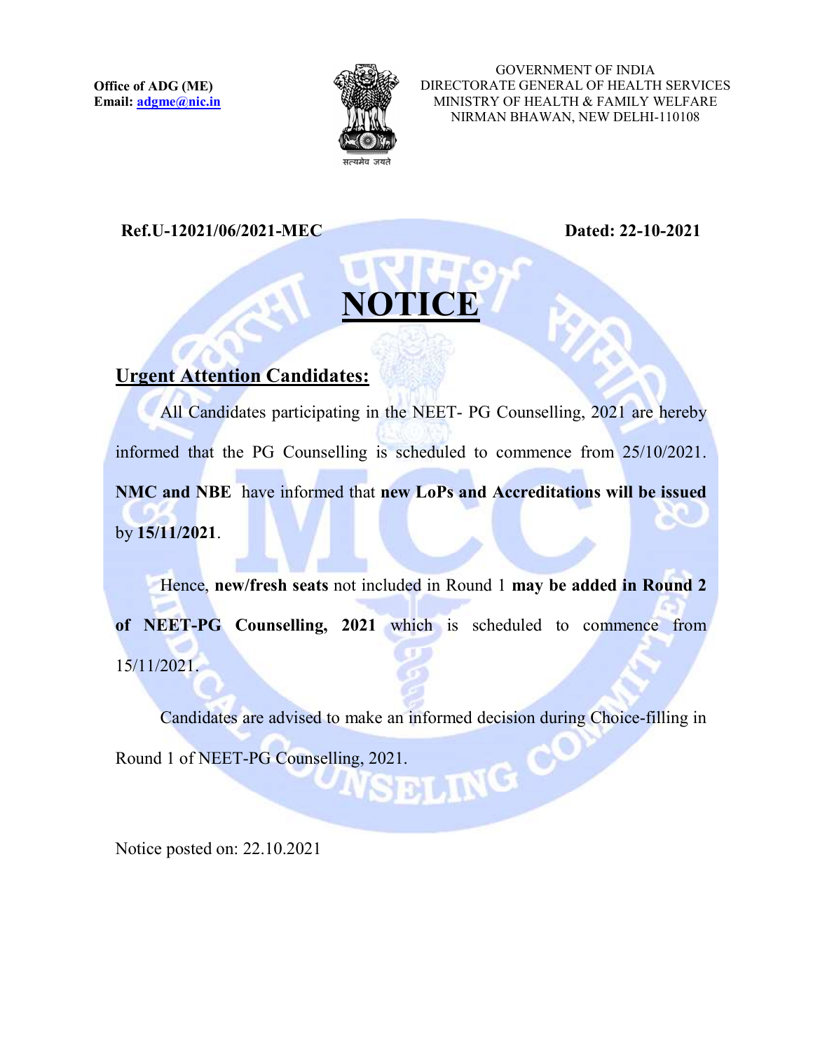**Office of ADG (ME)**
**Email: adgme@nic.in**

सत्यमेव जयते

GOVERNMENT OF INDIA
DIRECTORATE GENERAL OF HEALTH SERVICES
MINISTRY OF HEALTH & FAMILY WELFARE
NIRMAN BHAWAN, NEW DELHI-110108

**Ref.U-12021/06/2021-MEC** **Dated: 22-10-2021**

# NOTICE

## Urgent Attention Candidates:

All Candidates participating in the NEET- PG Counselling, 2021 are hereby informed that the PG Counselling is scheduled to commence from 25/10/2021. **NMC and NBE** have informed that **new LoPs and Accreditations will be issued** by **15/11/2021**.

Hence, **new/fresh seats** not included in Round 1 **may be added in Round 2 of NEET-PG Counselling, 2021** which is scheduled to commence from 15/11/2021.

Candidates are advised to make an informed decision during Choice-filling in Round 1 of NEET-PG Counselling, 2021.

Notice posted on: 22.10.2021